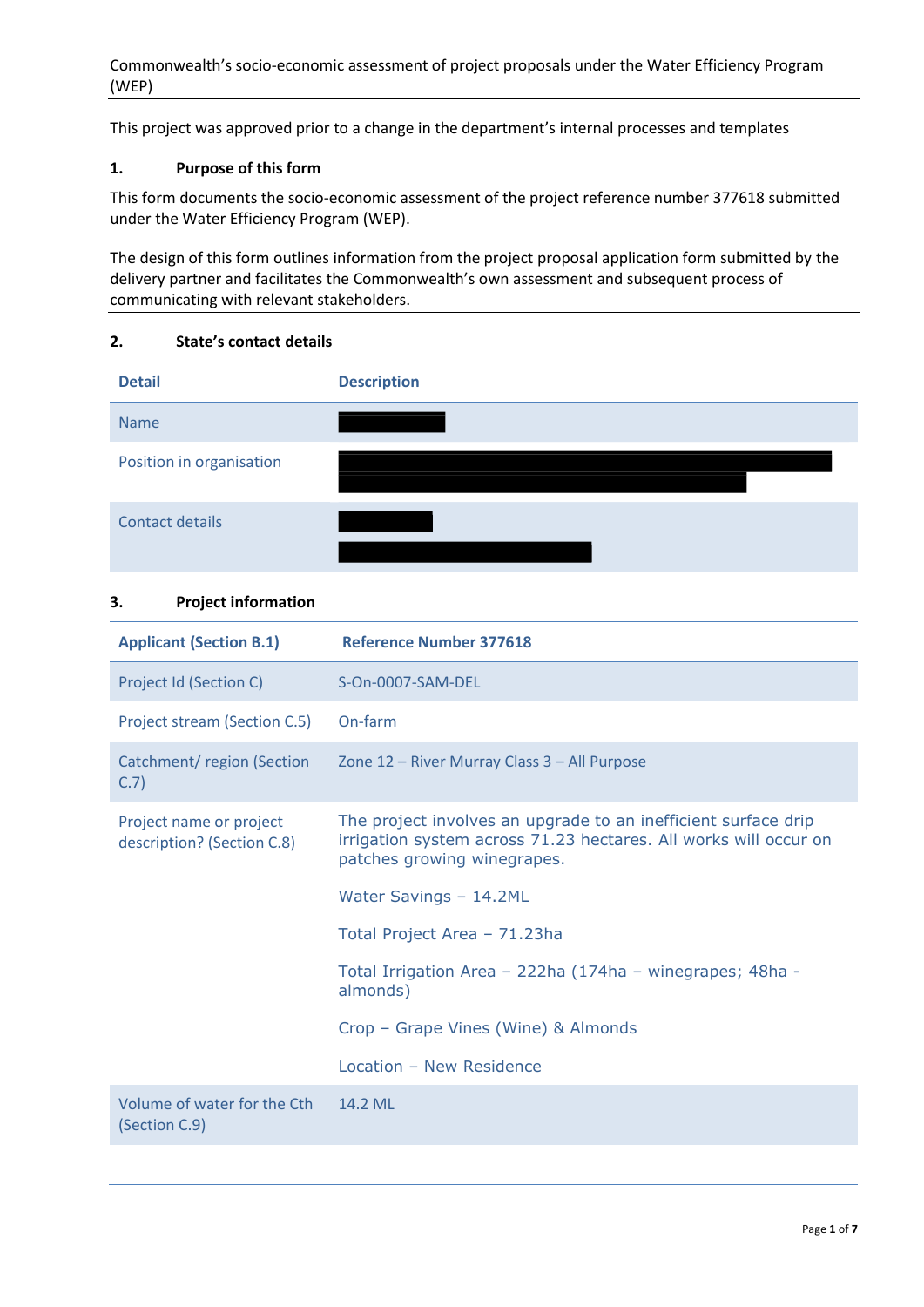Commonwealth's socio-economic assessment of project proposals under the Water Efficiency Program (WEP)

This project was approved prior to a change in the department's internal processes and templates

## 1. Purpose of this form

This form documents the socio-economic assessment of the project reference number 377618 submitted under the Water Efficiency Program (WEP).

The design of this form outlines information from the project proposal application form submitted by the delivery partner and facilitates the Commonwealth's own assessment and subsequent process of communicating with relevant stakeholders.

## 2. State's contact details

| Detail | Description |
|---|---|
| Name | |
| Position in organisation | |
| Contact details | |

## 3. Project information

| Applicant (Section B.1) | Reference Number 377618 |
|---|---|
| Project Id (Section C) | S-On-0007-SAM-DEL |
| Project stream (Section C.5) | On-farm |
| Catchment/ region (Section C.7) | Zone 12 – River Murray Class 3 – All Purpose |
| Project name or project description? (Section C.8) | The project involves an upgrade to an inefficient surface drip irrigation system across 71.23 hectares. All works will occur on patches growing winegrapes.<br><br>Water Savings – 14.2ML<br><br>Total Project Area – 71.23ha<br><br>Total Irrigation Area – 222ha (174ha – winegrapes; 48ha - almonds)<br><br>Crop – Grape Vines (Wine) & Almonds<br><br>Location – New Residence |
| Volume of water for the Cth (Section C.9) | 14.2 ML |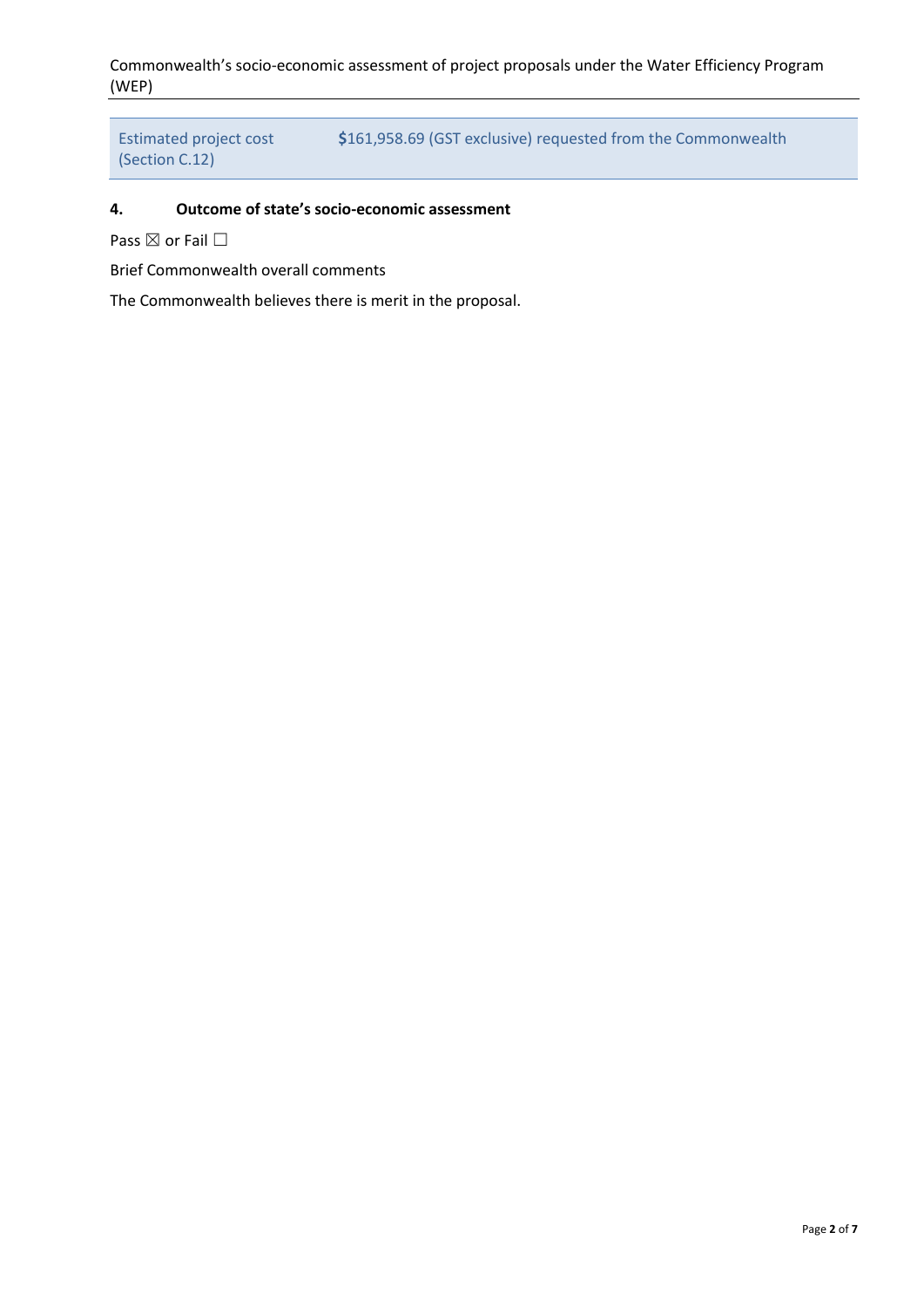| Estimated project cost (Section C.12) | $161,958.69 (GST exclusive) requested from the Commonwealth |
|---|---|

## 4. Outcome of state's socio-economic assessment

Pass ☒ or Fail ☐

Brief Commonwealth overall comments

The Commonwealth believes there is merit in the proposal.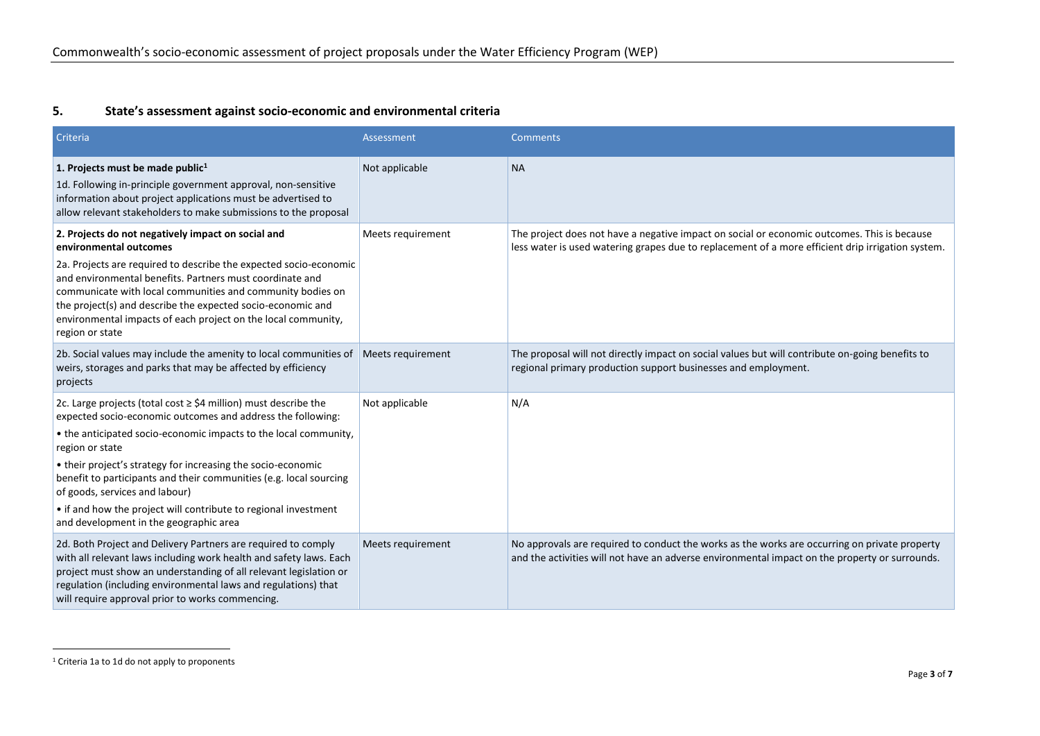## 5. State's assessment against socio-economic and environmental criteria

| Criteria | Assessment | Comments |
|---|---|---|
| **1. Projects must be made public**[1]<br>1d. Following in-principle government approval, non-sensitive information about project applications must be advertised to allow relevant stakeholders to make submissions to the proposal | Not applicable | NA |
| **2. Projects do not negatively impact on social and environmental outcomes**<br>2a. Projects are required to describe the expected socio-economic and environmental benefits. Partners must coordinate and communicate with local communities and community bodies on the project(s) and describe the expected socio-economic and environmental impacts of each project on the local community, region or state | Meets requirement | The project does not have a negative impact on social or economic outcomes. This is because less water is used watering grapes due to replacement of a more efficient drip irrigation system. |
| 2b. Social values may include the amenity to local communities of weirs, storages and parks that may be affected by efficiency projects | Meets requirement | The proposal will not directly impact on social values but will contribute on-going benefits to regional primary production support businesses and employment. |
| 2c. Large projects (total cost ≥ $4 million) must describe the expected socio-economic outcomes and address the following:<br>• the anticipated socio-economic impacts to the local community, region or state<br>• their project's strategy for increasing the socio-economic benefit to participants and their communities (e.g. local sourcing of goods, services and labour)<br>• if and how the project will contribute to regional investment and development in the geographic area | Not applicable | N/A |
| 2d. Both Project and Delivery Partners are required to comply with all relevant laws including work health and safety laws. Each project must show an understanding of all relevant legislation or regulation (including environmental laws and regulations) that will require approval prior to works commencing. | Meets requirement | No approvals are required to conduct the works as the works are occurring on private property and the activities will not have an adverse environmental impact on the property or surrounds. |

[1] Criteria 1a to 1d do not apply to proponents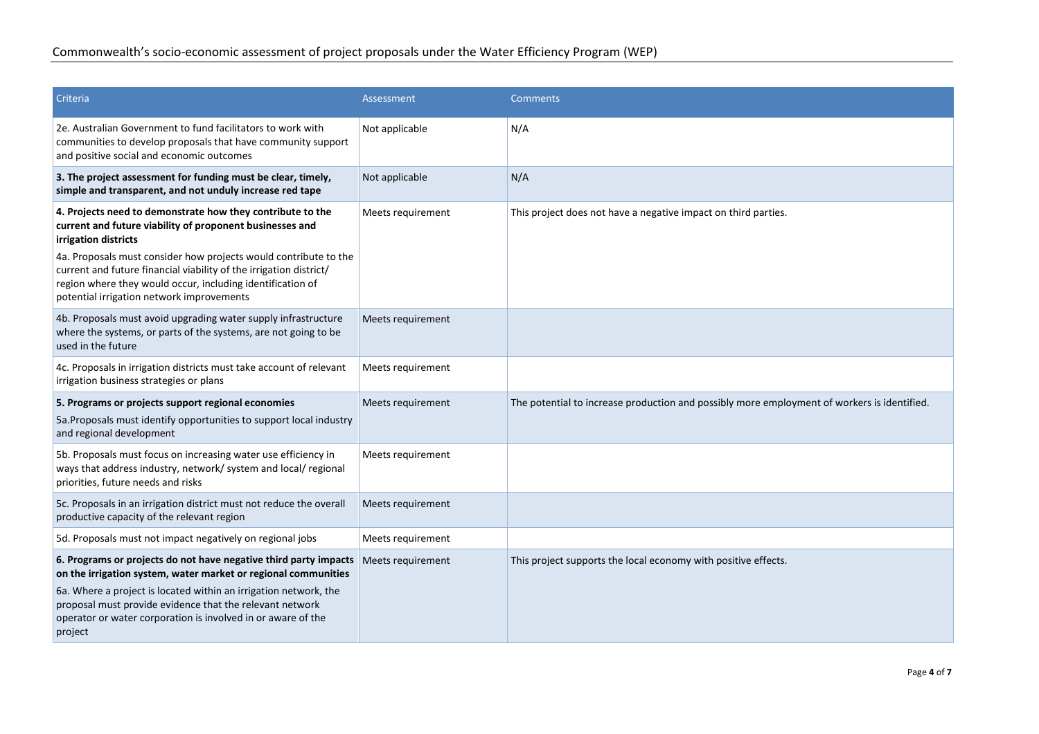| Criteria | Assessment | Comments |
|---|---|---|
| 2e. Australian Government to fund facilitators to work with communities to develop proposals that have community support and positive social and economic outcomes | Not applicable | N/A |
| **3. The project assessment for funding must be clear, timely, simple and transparent, and not unduly increase red tape** | Not applicable | N/A |
| **4. Projects need to demonstrate how they contribute to the current and future viability of proponent businesses and irrigation districts** <br> 4a. Proposals must consider how projects would contribute to the current and future financial viability of the irrigation district/ region where they would occur, including identification of potential irrigation network improvements | Meets requirement | This project does not have a negative impact on third parties. |
| 4b. Proposals must avoid upgrading water supply infrastructure where the systems, or parts of the systems, are not going to be used in the future | Meets requirement | |
| 4c. Proposals in irrigation districts must take account of relevant irrigation business strategies or plans | Meets requirement | |
| **5. Programs or projects support regional economies** <br> 5a.Proposals must identify opportunities to support local industry and regional development | Meets requirement | The potential to increase production and possibly more employment of workers is identified. |
| 5b. Proposals must focus on increasing water use efficiency in ways that address industry, network/ system and local/ regional priorities, future needs and risks | Meets requirement | |
| 5c. Proposals in an irrigation district must not reduce the overall productive capacity of the relevant region | Meets requirement | |
| 5d. Proposals must not impact negatively on regional jobs | Meets requirement | |
| **6. Programs or projects do not have negative third party impacts on the irrigation system, water market or regional communities** <br> 6a. Where a project is located within an irrigation network, the proposal must provide evidence that the relevant network operator or water corporation is involved in or aware of the project | Meets requirement | This project supports the local economy with positive effects. |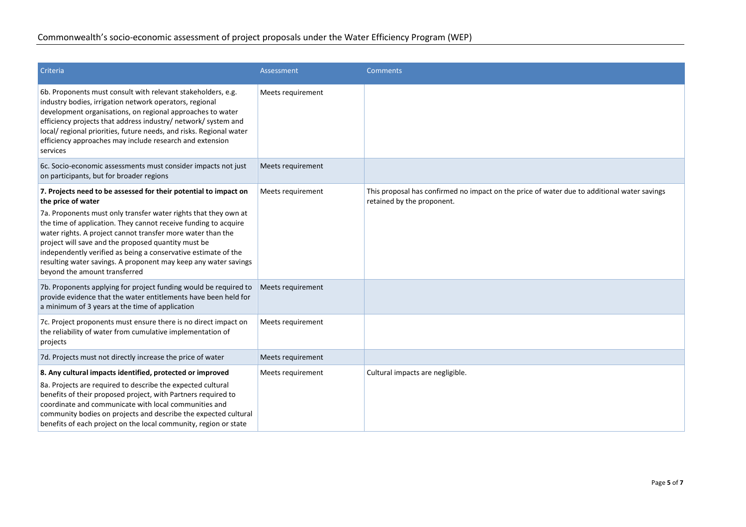| Criteria | Assessment | Comments |
|---|---|---|
| 6b. Proponents must consult with relevant stakeholders, e.g. industry bodies, irrigation network operators, regional development organisations, on regional approaches to water efficiency projects that address industry/ network/ system and local/ regional priorities, future needs, and risks. Regional water efficiency approaches may include research and extension services | Meets requirement | |
| 6c. Socio-economic assessments must consider impacts not just on participants, but for broader regions | Meets requirement | |
| **7. Projects need to be assessed for their potential to impact on the price of water** 7a. Proponents must only transfer water rights that they own at the time of application. They cannot receive funding to acquire water rights. A project cannot transfer more water than the project will save and the proposed quantity must be independently verified as being a conservative estimate of the resulting water savings. A proponent may keep any water savings beyond the amount transferred | Meets requirement | This proposal has confirmed no impact on the price of water due to additional water savings retained by the proponent. |
| 7b. Proponents applying for project funding would be required to provide evidence that the water entitlements have been held for a minimum of 3 years at the time of application | Meets requirement | |
| 7c. Project proponents must ensure there is no direct impact on the reliability of water from cumulative implementation of projects | Meets requirement | |
| 7d. Projects must not directly increase the price of water | Meets requirement | |
| **8. Any cultural impacts identified, protected or improved** 8a. Projects are required to describe the expected cultural benefits of their proposed project, with Partners required to coordinate and communicate with local communities and community bodies on projects and describe the expected cultural benefits of each project on the local community, region or state | Meets requirement | Cultural impacts are negligible. |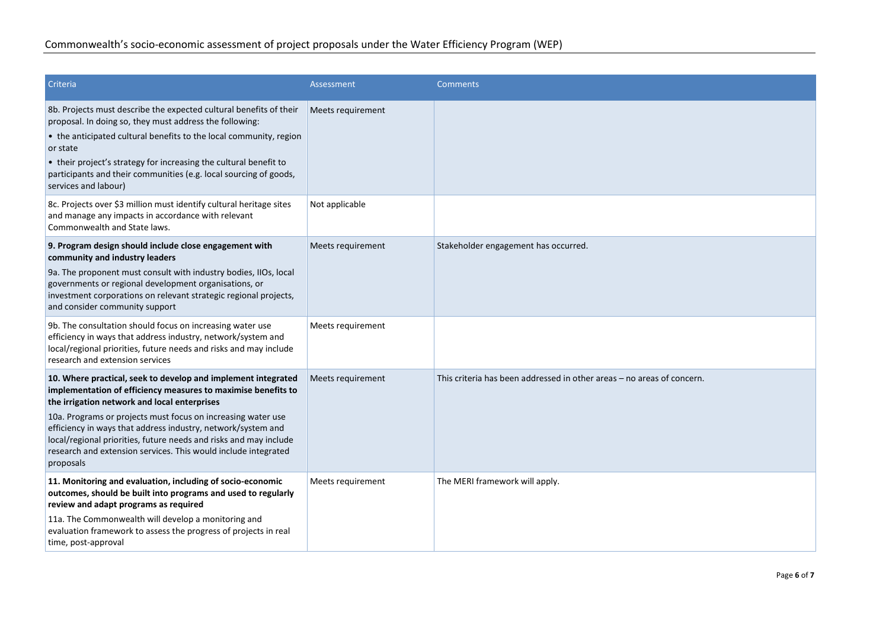| Criteria | Assessment | Comments |
| --- | --- | --- |
| 8b. Projects must describe the expected cultural benefits of their proposal. In doing so, they must address the following: <br>• the anticipated cultural benefits to the local community, region or state <br>• their project's strategy for increasing the cultural benefit to participants and their communities (e.g. local sourcing of goods, services and labour) | Meets requirement | |
| 8c. Projects over $3 million must identify cultural heritage sites and manage any impacts in accordance with relevant Commonwealth and State laws. | Not applicable | |
| **9. Program design should include close engagement with community and industry leaders** <br>9a. The proponent must consult with industry bodies, IIOs, local governments or regional development organisations, or investment corporations on relevant strategic regional projects, and consider community support | Meets requirement | Stakeholder engagement has occurred. |
| 9b. The consultation should focus on increasing water use efficiency in ways that address industry, network/system and local/regional priorities, future needs and risks and may include research and extension services | Meets requirement | |
| **10. Where practical, seek to develop and implement integrated implementation of efficiency measures to maximise benefits to the irrigation network and local enterprises** <br>10a. Programs or projects must focus on increasing water use efficiency in ways that address industry, network/system and local/regional priorities, future needs and risks and may include research and extension services. This would include integrated proposals | Meets requirement | This criteria has been addressed in other areas – no areas of concern. |
| **11. Monitoring and evaluation, including of socio-economic outcomes, should be built into programs and used to regularly review and adapt programs as required** <br>11a. The Commonwealth will develop a monitoring and evaluation framework to assess the progress of projects in real time, post-approval | Meets requirement | The MERI framework will apply. |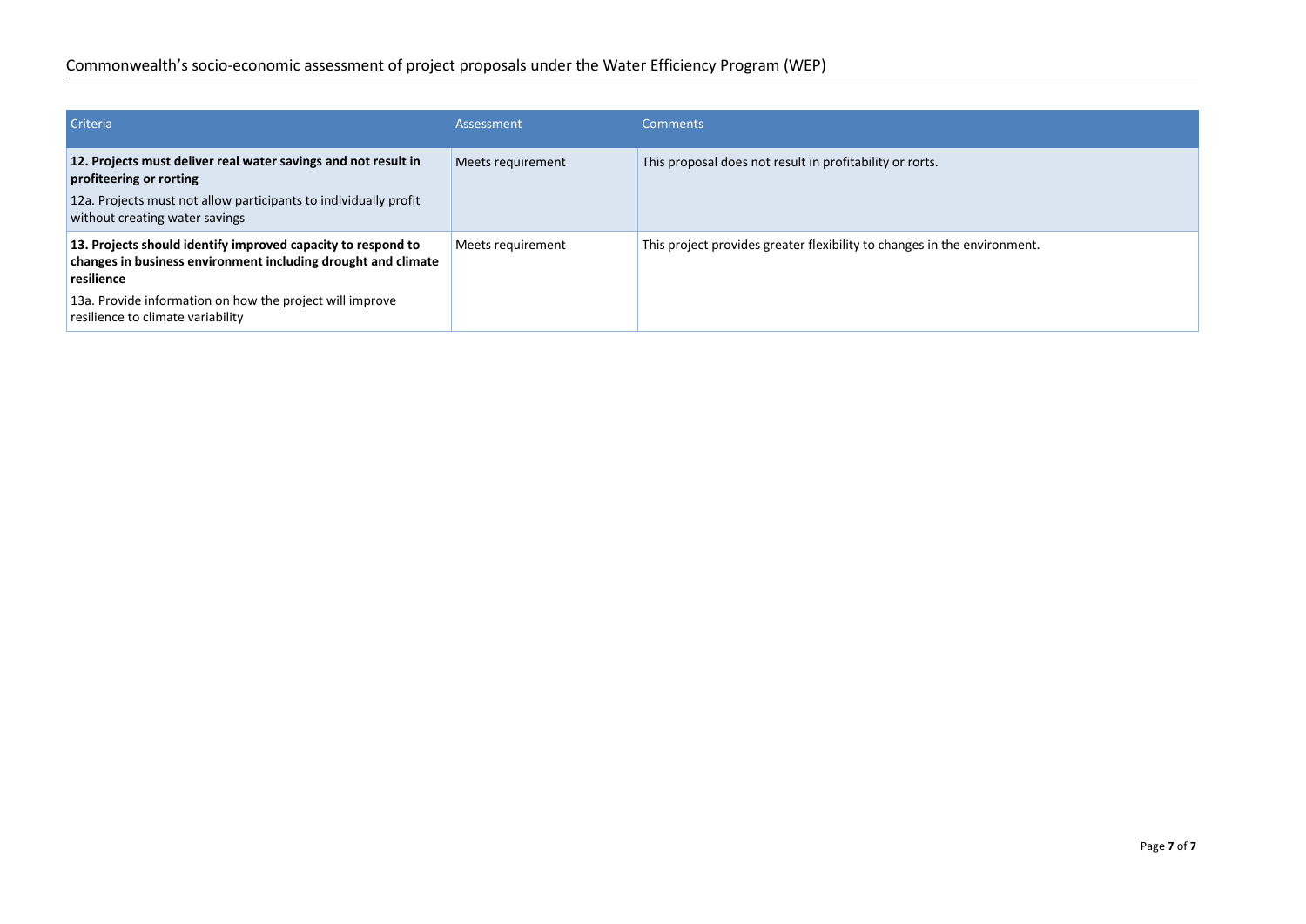| Criteria | Assessment | Comments |
|---|---|---|
| **12. Projects must deliver real water savings and not result in profiteering or rorting**<br>12a. Projects must not allow participants to individually profit without creating water savings | Meets requirement | This proposal does not result in profitability or rorts. |
| **13. Projects should identify improved capacity to respond to changes in business environment including drought and climate resilience**<br>13a. Provide information on how the project will improve resilience to climate variability | Meets requirement | This project provides greater flexibility to changes in the environment. |